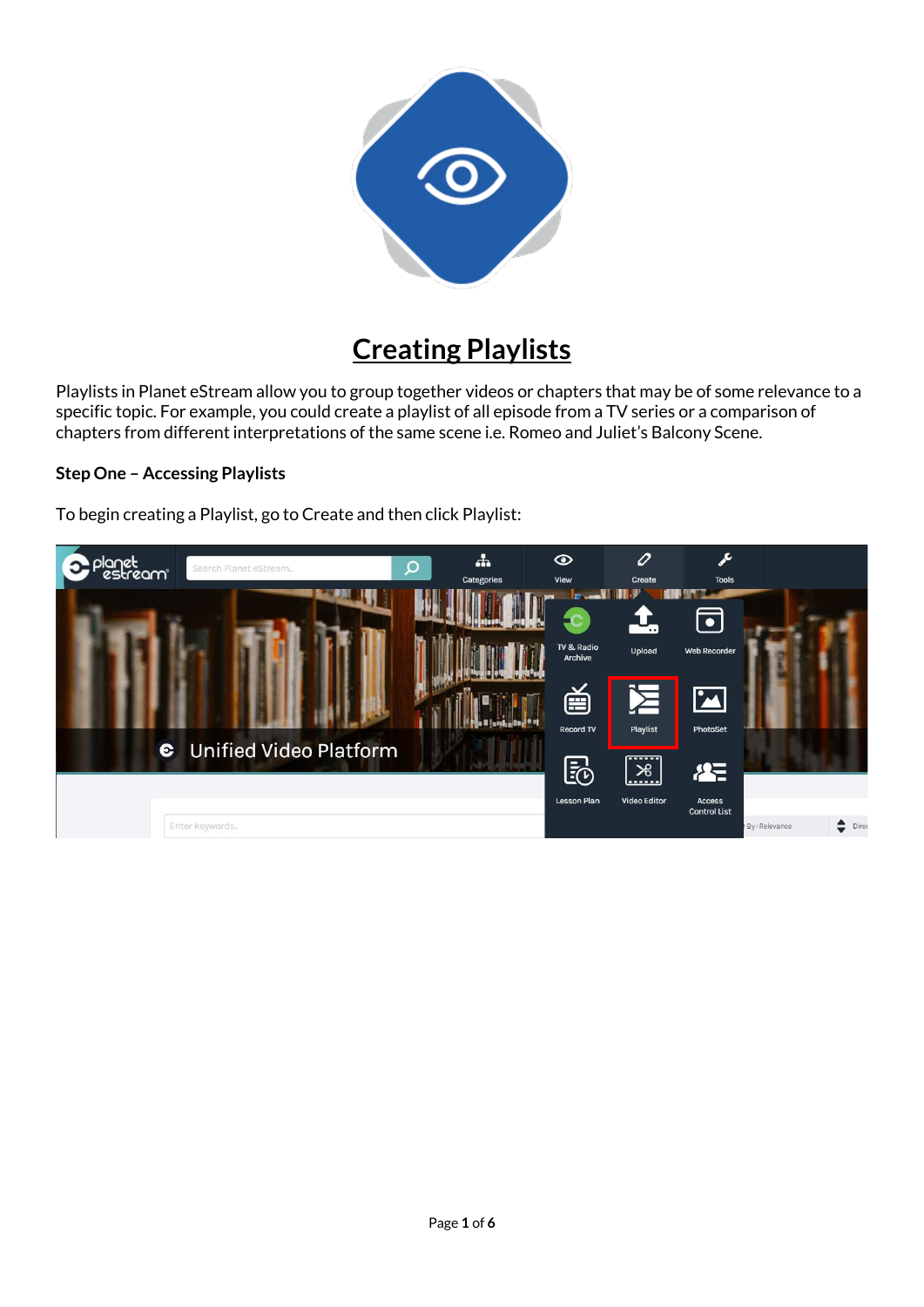# Creating Playlists

Playlists in Planet eStream allow you to group together videos or chapters that may be of some relevance to a specific topic. For example, you could create a playlist of all episode from a TV series or a comparison of chapters from different interpretations of the same scene i.e. Romeo and Juliet's Balcony Scene.

**Step One – Accessing Playlists**

To begin creating a Playlist, go to Create and then click Playlist: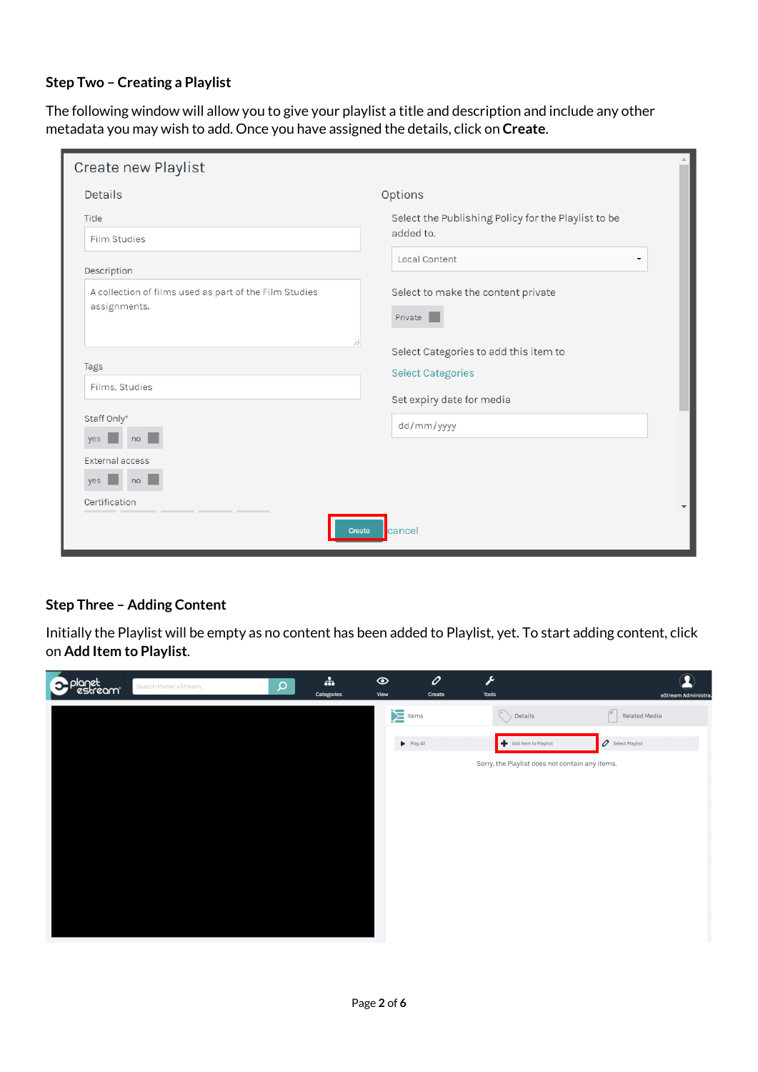**Step Two – Creating a Playlist**

The following window will allow you to give your playlist a title and description and include any other metadata you may wish to add. Once you have assigned the details, click on **Create**.

**Step Three – Adding Content**

Initially the Playlist will be empty as no content has been added to Playlist, yet. To start adding content, click on **Add Item to Playlist**.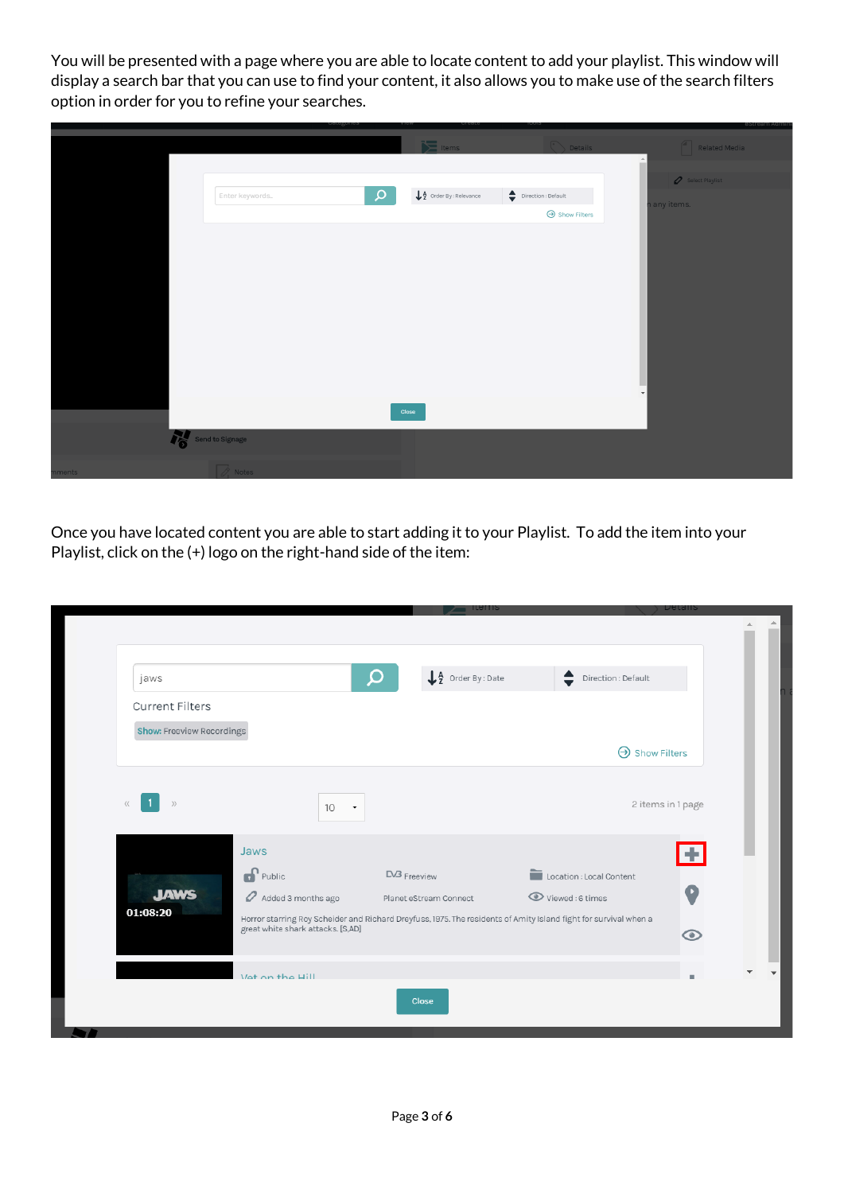You will be presented with a page where you are able to locate content to add your playlist. This window will display a search bar that you can use to find your content, it also allows you to make use of the search filters option in order for you to refine your searches.

Once you have located content you are able to start adding it to your Playlist. To add the item into your Playlist, click on the (+) logo on the right-hand side of the item: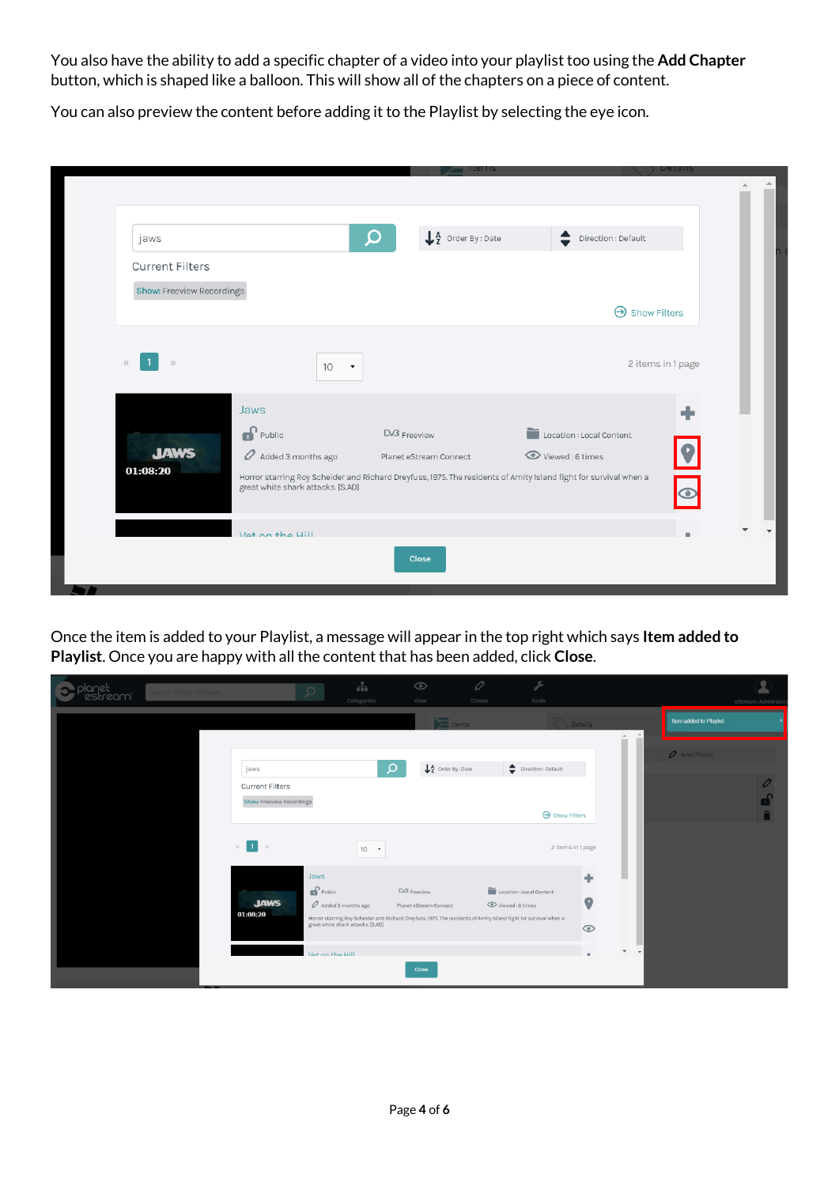You also have the ability to add a specific chapter of a video into your playlist too using the **Add Chapter** button, which is shaped like a balloon. This will show all of the chapters on a piece of content.

You can also preview the content before adding it to the Playlist by selecting the eye icon.

Once the item is added to your Playlist, a message will appear in the top right which says **Item added to Playlist**. Once you are happy with all the content that has been added, click **Close**.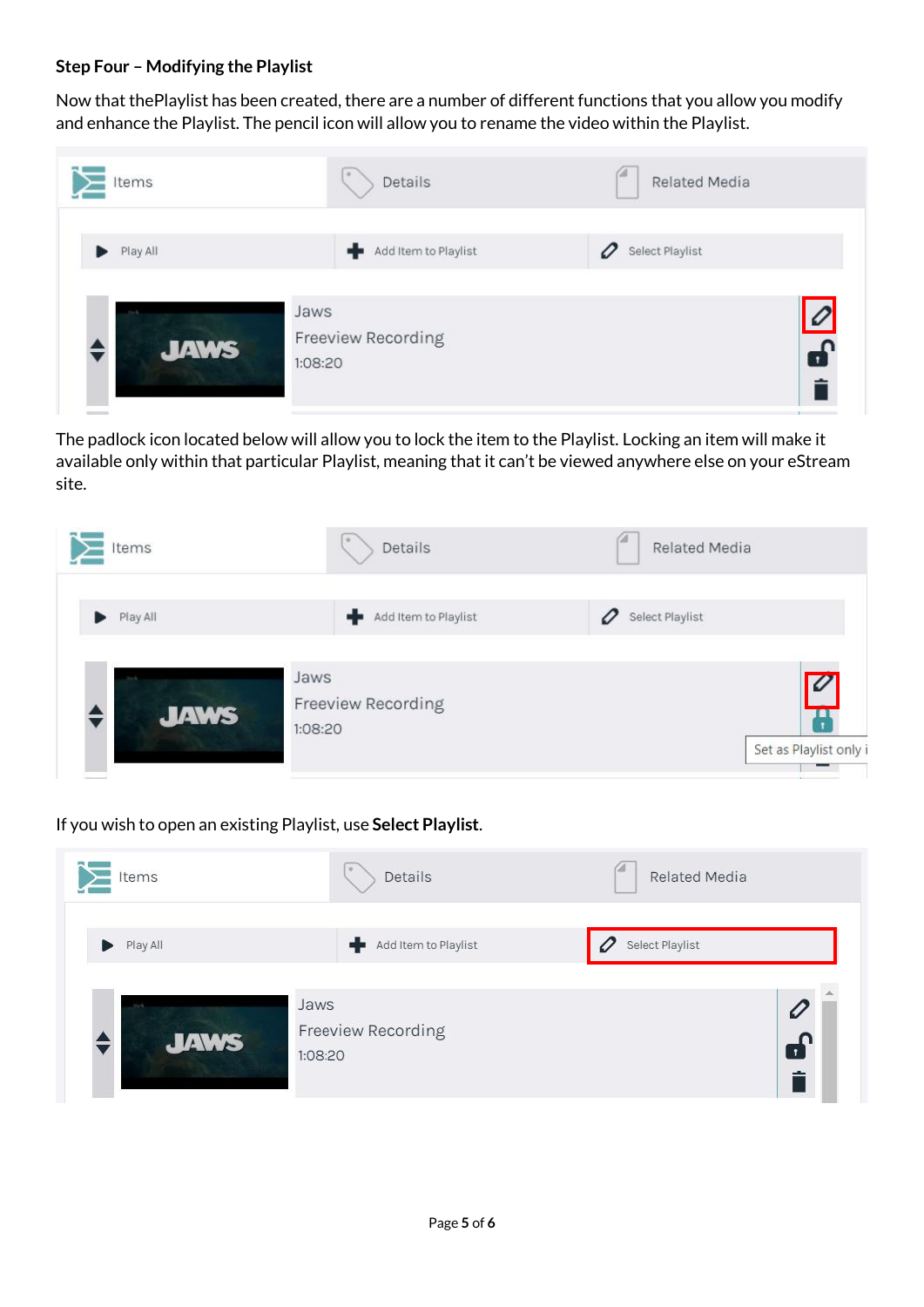**Step Four – Modifying the Playlist**

Now that thePlaylist has been created, there are a number of different functions that you allow you modify and enhance the Playlist. The pencil icon will allow you to rename the video within the Playlist.

The padlock icon located below will allow you to lock the item to the Playlist. Locking an item will make it available only within that particular Playlist, meaning that it can't be viewed anywhere else on your eStream site.

If you wish to open an existing Playlist, use **Select Playlist**.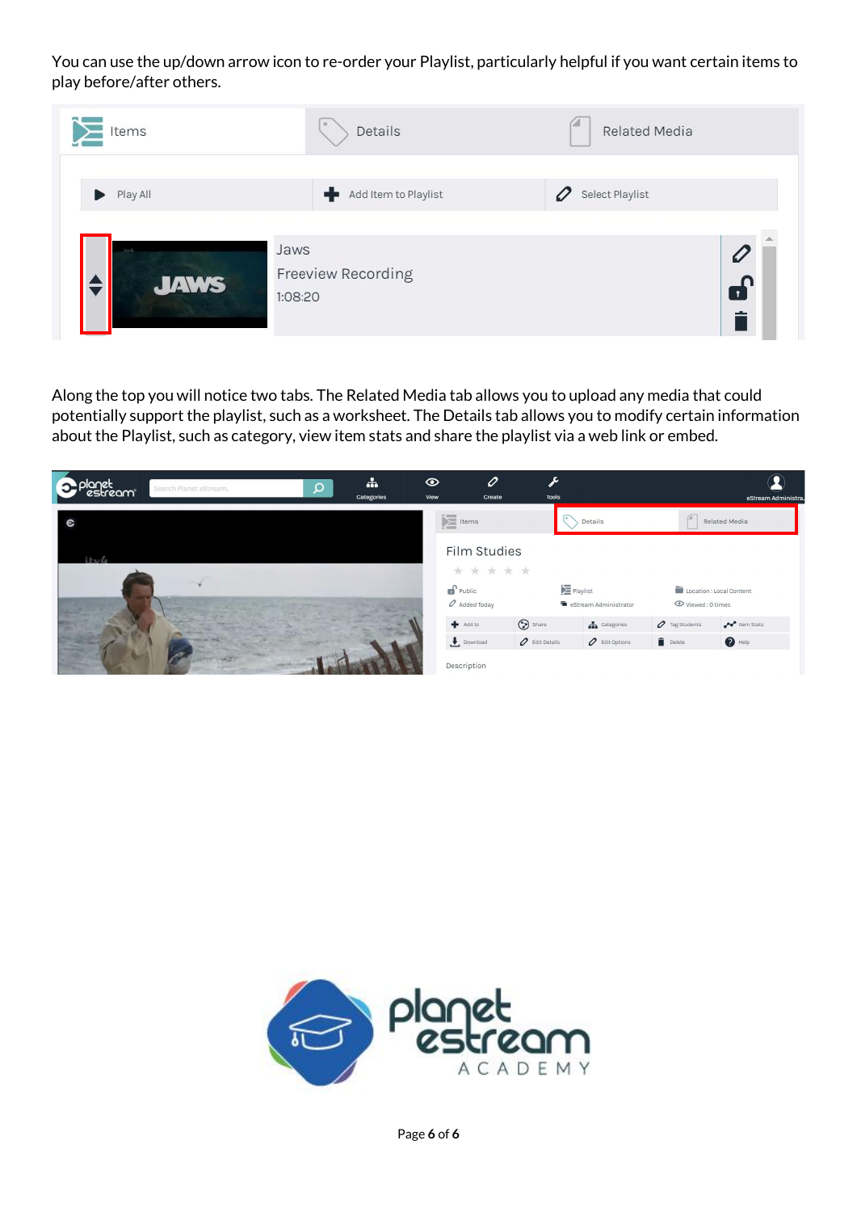You can use the up/down arrow icon to re-order your Playlist, particularly helpful if you want certain items to play before/after others.

Along the top you will notice two tabs. The Related Media tab allows you to upload any media that could potentially support the playlist, such as a worksheet. The Details tab allows you to modify certain information about the Playlist, such as category, view item stats and share the playlist via a web link or embed.